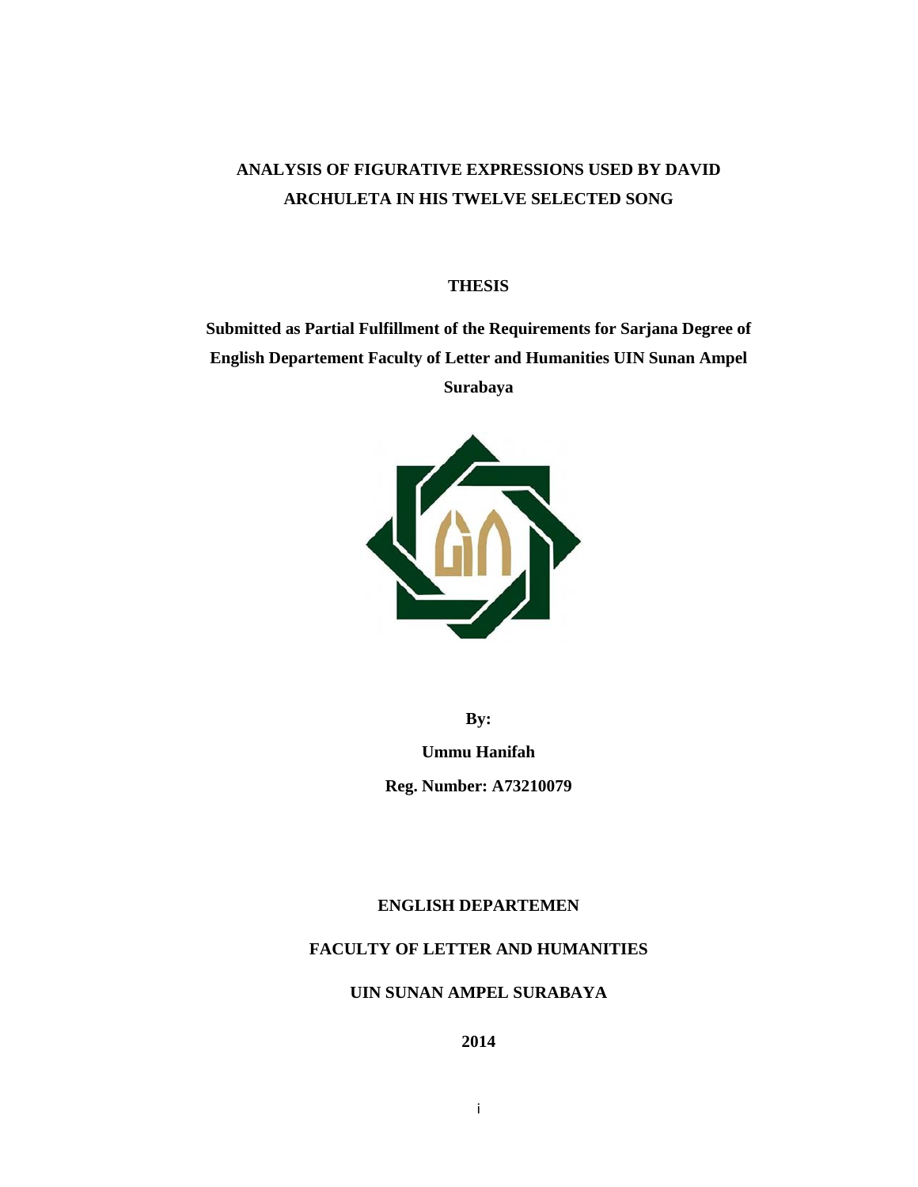# ANALYSIS OF FIGURATIVE EXPRESSIONS USED BY DAVID ARCHULETA IN HIS TWELVE SELECTED SONG

**THESIS**

**Submitted as Partial Fulfillment of the Requirements for Sarjana Degree of English Departement Faculty of Letter and Humanities UIN Sunan Ampel Surabaya**

**By:**

**Ummu Hanifah**

**Reg. Number: A73210079**

**ENGLISH DEPARTEMEN**

**FACULTY OF LETTER AND HUMANITIES**

**UIN SUNAN AMPEL SURABAYA**

**2014**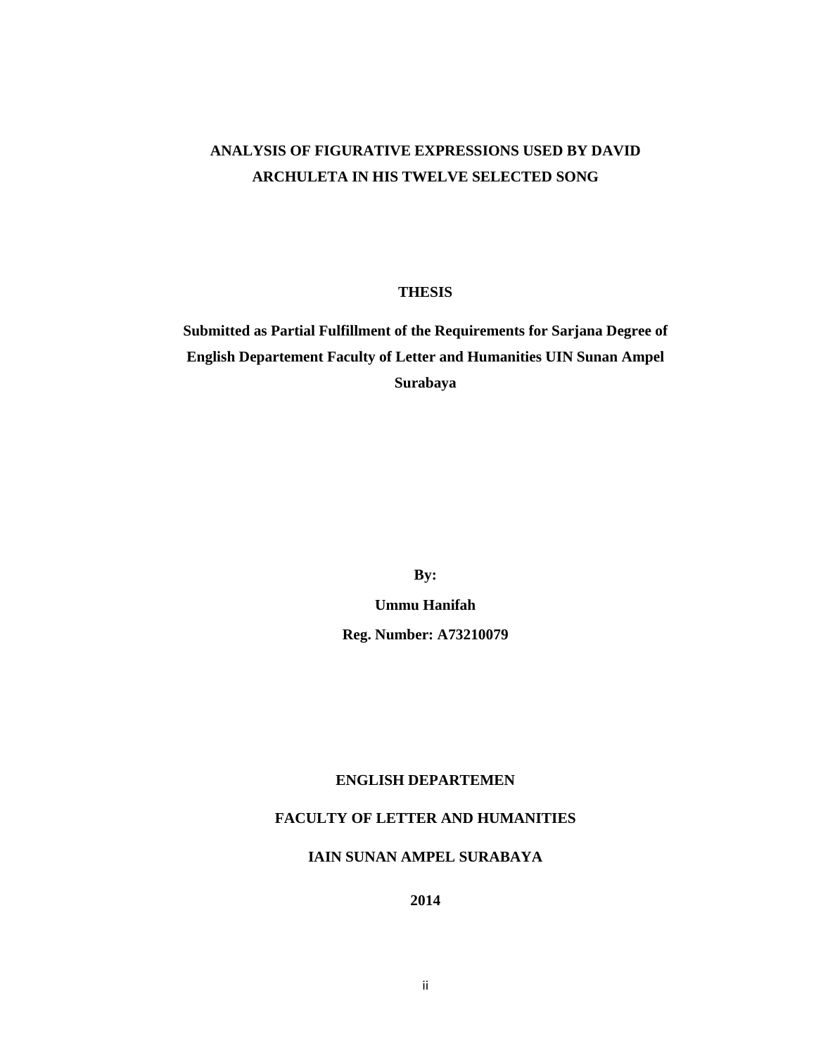# ANALYSIS OF FIGURATIVE EXPRESSIONS USED BY DAVID ARCHULETA IN HIS TWELVE SELECTED SONG

**THESIS**

**Submitted as Partial Fulfillment of the Requirements for Sarjana Degree of English Departement Faculty of Letter and Humanities UIN Sunan Ampel Surabaya**

**By:**

**Ummu Hanifah**

**Reg. Number: A73210079**

**ENGLISH DEPARTEMEN**

**FACULTY OF LETTER AND HUMANITIES**

**IAIN SUNAN AMPEL SURABAYA**

**2014**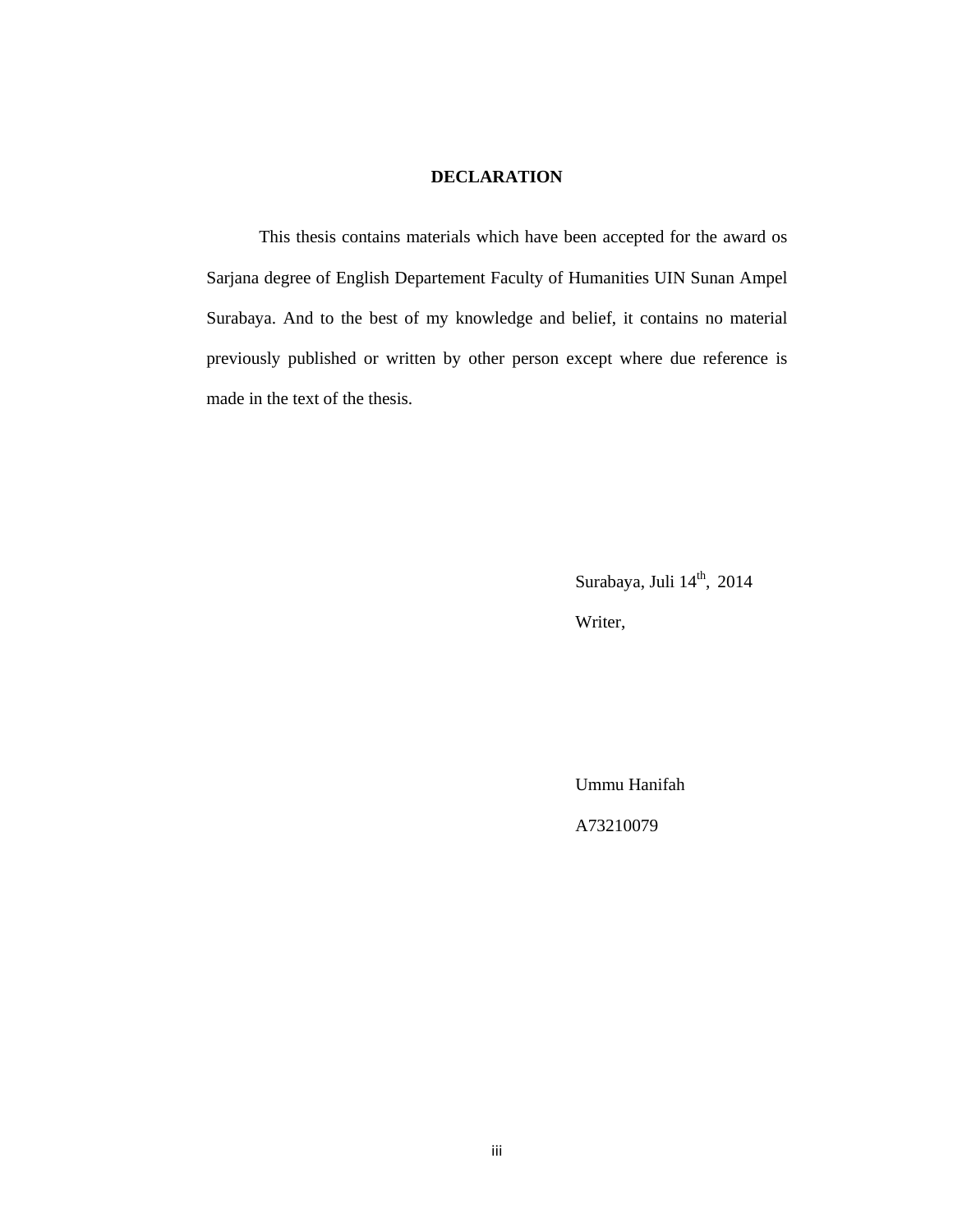# DECLARATION

This thesis contains materials which have been accepted for the award os Sarjana degree of English Departement Faculty of Humanities UIN Sunan Ampel Surabaya. And to the best of my knowledge and belief, it contains no material previously published or written by other person except where due reference is made in the text of the thesis.

Surabaya, Juli 14th, 2014

Writer,

Ummu Hanifah

A73210079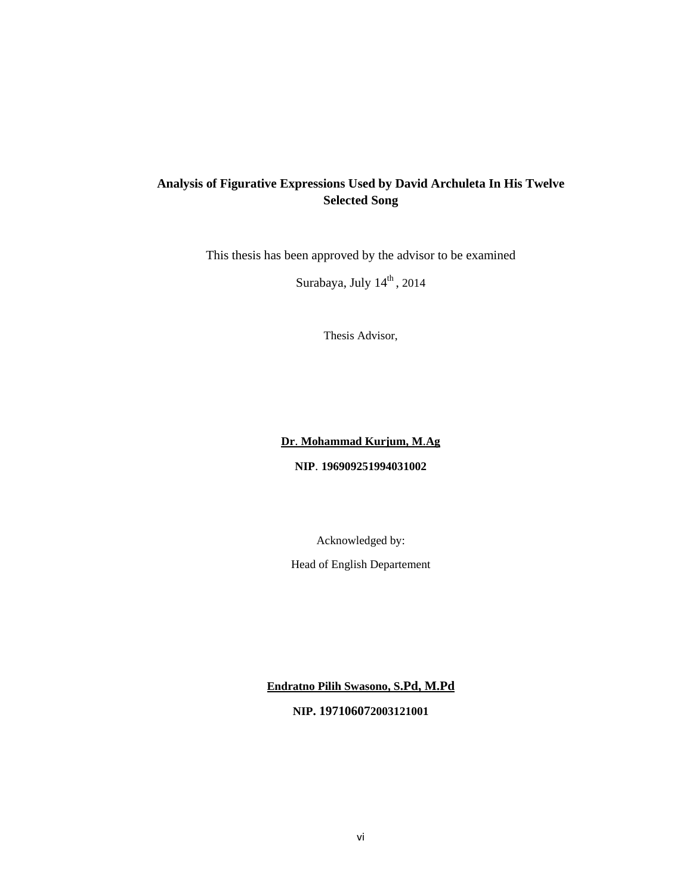**Analysis of Figurative Expressions Used by David Archuleta In His Twelve Selected Song**

This thesis has been approved by the advisor to be examined

Surabaya, July 14th , 2014

Thesis Advisor,

**Dr. Mohammad Kurjum, M.Ag**

**NIP. 196909251994031002**

Acknowledged by:

Head of English Departement

**Endratno Pilih Swasono, S.Pd, M.Pd**

**NIP. 197106072003121001**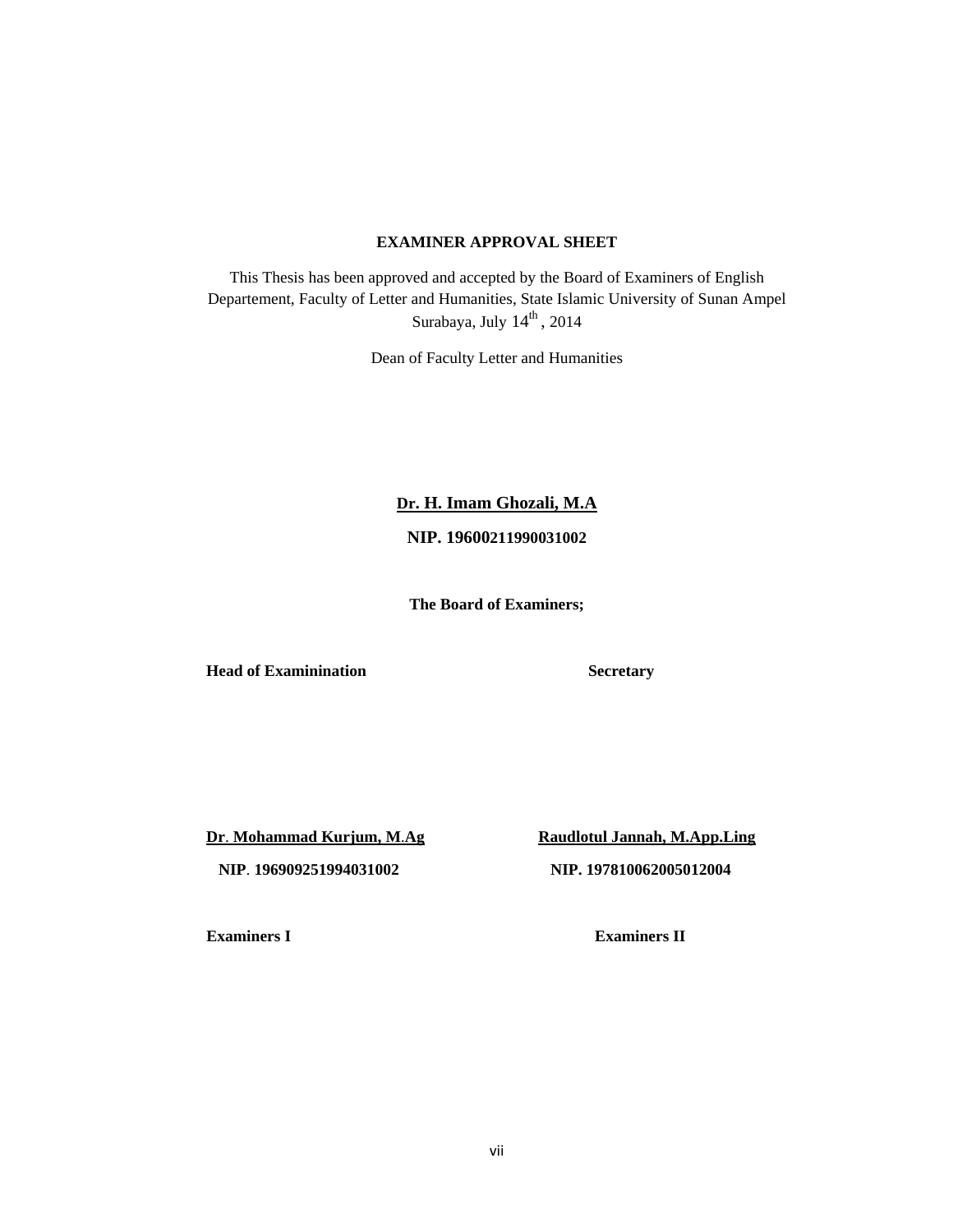**EXAMINER APPROVAL SHEET**

This Thesis has been approved and accepted by the Board of Examiners of English Departement, Faculty of Letter and Humanities, State Islamic University of Sunan Ampel Surabaya, July $14^{th}$, 2014

Dean of Faculty Letter and Humanities

**Dr. H. Imam Ghozali, M.A**

**NIP. 19600211990031002**

**The Board of Examiners;**

**Head of Examinination**

**Dr. Mohammad Kurjum, M.Ag**

**NIP. 196909251994031002**

**Secretary**

**Raudlotul Jannah, M.App.Ling**

**NIP. 197810062005012004**

**Examiners I**

**Examiners II**